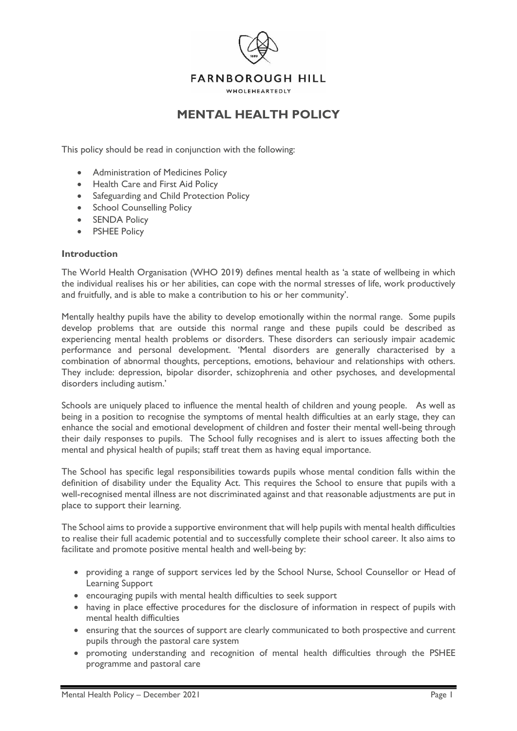FARNBOROUGH HILL

WHOLEHEARTEDLY

# MENTAL HEALTH POLICY

This policy should be read in conjunction with the following:

- Administration of Medicines Policy
- Health Care and First Aid Policy
- Safeguarding and Child Protection Policy
- School Counselling Policy
- SENDA Policy
- PSHEE Policy

**Introduction**

The World Health Organisation (WHO 2019) defines mental health as 'a state of wellbeing in which the individual realises his or her abilities, can cope with the normal stresses of life, work productively and fruitfully, and is able to make a contribution to his or her community'.

Mentally healthy pupils have the ability to develop emotionally within the normal range. Some pupils develop problems that are outside this normal range and these pupils could be described as experiencing mental health problems or disorders. These disorders can seriously impair academic performance and personal development. 'Mental disorders are generally characterised by a combination of abnormal thoughts, perceptions, emotions, behaviour and relationships with others. They include: depression, bipolar disorder, schizophrenia and other psychoses, and developmental disorders including autism.'

Schools are uniquely placed to influence the mental health of children and young people. As well as being in a position to recognise the symptoms of mental health difficulties at an early stage, they can enhance the social and emotional development of children and foster their mental well-being through their daily responses to pupils. The School fully recognises and is alert to issues affecting both the mental and physical health of pupils; staff treat them as having equal importance.

The School has specific legal responsibilities towards pupils whose mental condition falls within the definition of disability under the Equality Act. This requires the School to ensure that pupils with a well-recognised mental illness are not discriminated against and that reasonable adjustments are put in place to support their learning.

The School aims to provide a supportive environment that will help pupils with mental health difficulties to realise their full academic potential and to successfully complete their school career. It also aims to facilitate and promote positive mental health and well-being by:

- providing a range of support services led by the School Nurse, School Counsellor or Head of Learning Support
- encouraging pupils with mental health difficulties to seek support
- having in place effective procedures for the disclosure of information in respect of pupils with mental health difficulties
- ensuring that the sources of support are clearly communicated to both prospective and current pupils through the pastoral care system
- promoting understanding and recognition of mental health difficulties through the PSHEE programme and pastoral care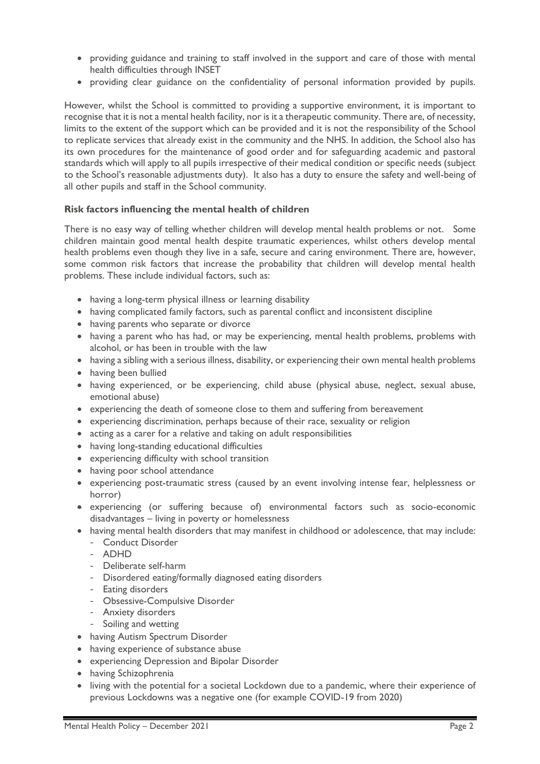- providing guidance and training to staff involved in the support and care of those with mental health difficulties through INSET
- providing clear guidance on the confidentiality of personal information provided by pupils.

However, whilst the School is committed to providing a supportive environment, it is important to recognise that it is not a mental health facility, nor is it a therapeutic community. There are, of necessity, limits to the extent of the support which can be provided and it is not the responsibility of the School to replicate services that already exist in the community and the NHS. In addition, the School also has its own procedures for the maintenance of good order and for safeguarding academic and pastoral standards which will apply to all pupils irrespective of their medical condition or specific needs (subject to the School's reasonable adjustments duty). It also has a duty to ensure the safety and well-being of all other pupils and staff in the School community.

**Risk factors influencing the mental health of children**

There is no easy way of telling whether children will develop mental health problems or not. Some children maintain good mental health despite traumatic experiences, whilst others develop mental health problems even though they live in a safe, secure and caring environment. There are, however, some common risk factors that increase the probability that children will develop mental health problems. These include individual factors, such as:

- having a long-term physical illness or learning disability
- having complicated family factors, such as parental conflict and inconsistent discipline
- having parents who separate or divorce
- having a parent who has had, or may be experiencing, mental health problems, problems with alcohol, or has been in trouble with the law
- having a sibling with a serious illness, disability, or experiencing their own mental health problems
- having been bullied
- having experienced, or be experiencing, child abuse (physical abuse, neglect, sexual abuse, emotional abuse)
- experiencing the death of someone close to them and suffering from bereavement
- experiencing discrimination, perhaps because of their race, sexuality or religion
- acting as a carer for a relative and taking on adult responsibilities
- having long-standing educational difficulties
- experiencing difficulty with school transition
- having poor school attendance
- experiencing post-traumatic stress (caused by an event involving intense fear, helplessness or horror)
- experiencing (or suffering because of) environmental factors such as socio-economic disadvantages – living in poverty or homelessness
- having mental health disorders that may manifest in childhood or adolescence, that may include:
  - Conduct Disorder
  - ADHD
  - Deliberate self-harm
  - Disordered eating/formally diagnosed eating disorders
  - Eating disorders
  - Obsessive-Compulsive Disorder
  - Anxiety disorders
  - Soiling and wetting
- having Autism Spectrum Disorder
- having experience of substance abuse
- experiencing Depression and Bipolar Disorder
- having Schizophrenia
- living with the potential for a societal Lockdown due to a pandemic, where their experience of previous Lockdowns was a negative one (for example COVID-19 from 2020)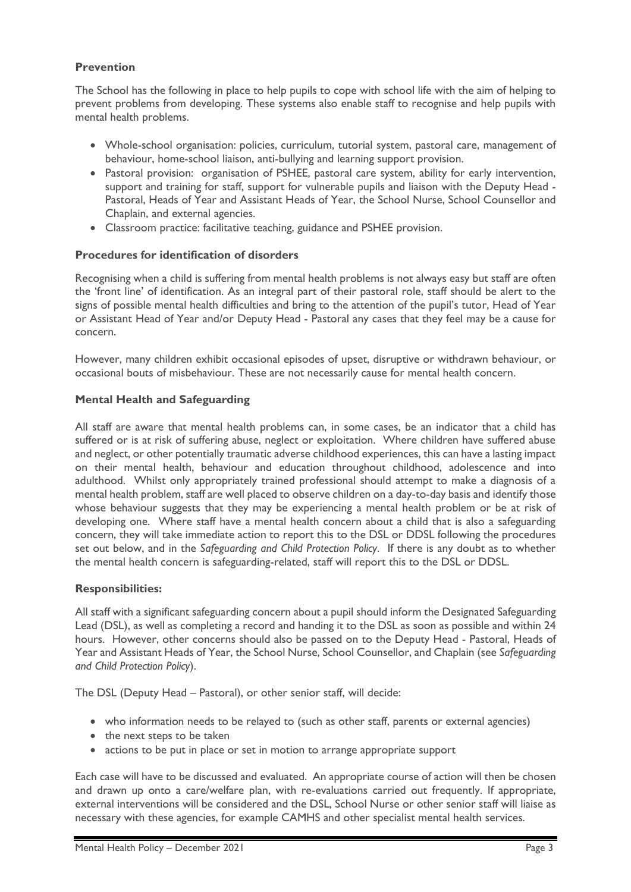### Prevention

The School has the following in place to help pupils to cope with school life with the aim of helping to prevent problems from developing. These systems also enable staff to recognise and help pupils with mental health problems.

- Whole-school organisation: policies, curriculum, tutorial system, pastoral care, management of behaviour, home-school liaison, anti-bullying and learning support provision.
- Pastoral provision: organisation of PSHEE, pastoral care system, ability for early intervention, support and training for staff, support for vulnerable pupils and liaison with the Deputy Head - Pastoral, Heads of Year and Assistant Heads of Year, the School Nurse, School Counsellor and Chaplain, and external agencies.
- Classroom practice: facilitative teaching, guidance and PSHEE provision.

### Procedures for identification of disorders

Recognising when a child is suffering from mental health problems is not always easy but staff are often the 'front line' of identification. As an integral part of their pastoral role, staff should be alert to the signs of possible mental health difficulties and bring to the attention of the pupil's tutor, Head of Year or Assistant Head of Year and/or Deputy Head - Pastoral any cases that they feel may be a cause for concern.

However, many children exhibit occasional episodes of upset, disruptive or withdrawn behaviour, or occasional bouts of misbehaviour. These are not necessarily cause for mental health concern.

### Mental Health and Safeguarding

All staff are aware that mental health problems can, in some cases, be an indicator that a child has suffered or is at risk of suffering abuse, neglect or exploitation. Where children have suffered abuse and neglect, or other potentially traumatic adverse childhood experiences, this can have a lasting impact on their mental health, behaviour and education throughout childhood, adolescence and into adulthood. Whilst only appropriately trained professional should attempt to make a diagnosis of a mental health problem, staff are well placed to observe children on a day-to-day basis and identify those whose behaviour suggests that they may be experiencing a mental health problem or be at risk of developing one. Where staff have a mental health concern about a child that is also a safeguarding concern, they will take immediate action to report this to the DSL or DDSL following the procedures set out below, and in the *Safeguarding and Child Protection Policy*. If there is any doubt as to whether the mental health concern is safeguarding-related, staff will report this to the DSL or DDSL.

### Responsibilities:

All staff with a significant safeguarding concern about a pupil should inform the Designated Safeguarding Lead (DSL), as well as completing a record and handing it to the DSL as soon as possible and within 24 hours. However, other concerns should also be passed on to the Deputy Head - Pastoral, Heads of Year and Assistant Heads of Year, the School Nurse, School Counsellor, and Chaplain (see *Safeguarding and Child Protection Policy*).

The DSL (Deputy Head – Pastoral), or other senior staff, will decide:

- who information needs to be relayed to (such as other staff, parents or external agencies)
- the next steps to be taken
- actions to be put in place or set in motion to arrange appropriate support

Each case will have to be discussed and evaluated. An appropriate course of action will then be chosen and drawn up onto a care/welfare plan, with re-evaluations carried out frequently. If appropriate, external interventions will be considered and the DSL, School Nurse or other senior staff will liaise as necessary with these agencies, for example CAMHS and other specialist mental health services.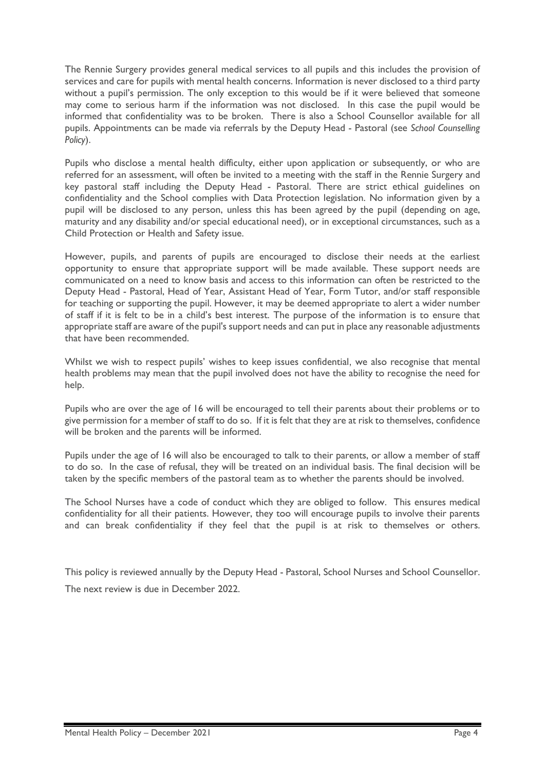The Rennie Surgery provides general medical services to all pupils and this includes the provision of services and care for pupils with mental health concerns. Information is never disclosed to a third party without a pupil's permission. The only exception to this would be if it were believed that someone may come to serious harm if the information was not disclosed. In this case the pupil would be informed that confidentiality was to be broken. There is also a School Counsellor available for all pupils. Appointments can be made via referrals by the Deputy Head - Pastoral (see *School Counselling Policy*).

Pupils who disclose a mental health difficulty, either upon application or subsequently, or who are referred for an assessment, will often be invited to a meeting with the staff in the Rennie Surgery and key pastoral staff including the Deputy Head - Pastoral. There are strict ethical guidelines on confidentiality and the School complies with Data Protection legislation. No information given by a pupil will be disclosed to any person, unless this has been agreed by the pupil (depending on age, maturity and any disability and/or special educational need), or in exceptional circumstances, such as a Child Protection or Health and Safety issue.

However, pupils, and parents of pupils are encouraged to disclose their needs at the earliest opportunity to ensure that appropriate support will be made available. These support needs are communicated on a need to know basis and access to this information can often be restricted to the Deputy Head - Pastoral, Head of Year, Assistant Head of Year, Form Tutor, and/or staff responsible for teaching or supporting the pupil. However, it may be deemed appropriate to alert a wider number of staff if it is felt to be in a child's best interest. The purpose of the information is to ensure that appropriate staff are aware of the pupil's support needs and can put in place any reasonable adjustments that have been recommended.

Whilst we wish to respect pupils' wishes to keep issues confidential, we also recognise that mental health problems may mean that the pupil involved does not have the ability to recognise the need for help.

Pupils who are over the age of 16 will be encouraged to tell their parents about their problems or to give permission for a member of staff to do so. If it is felt that they are at risk to themselves, confidence will be broken and the parents will be informed.

Pupils under the age of 16 will also be encouraged to talk to their parents, or allow a member of staff to do so. In the case of refusal, they will be treated on an individual basis. The final decision will be taken by the specific members of the pastoral team as to whether the parents should be involved.

The School Nurses have a code of conduct which they are obliged to follow. This ensures medical confidentiality for all their patients. However, they too will encourage pupils to involve their parents and can break confidentiality if they feel that the pupil is at risk to themselves or others.

This policy is reviewed annually by the Deputy Head - Pastoral, School Nurses and School Counsellor.

The next review is due in December 2022.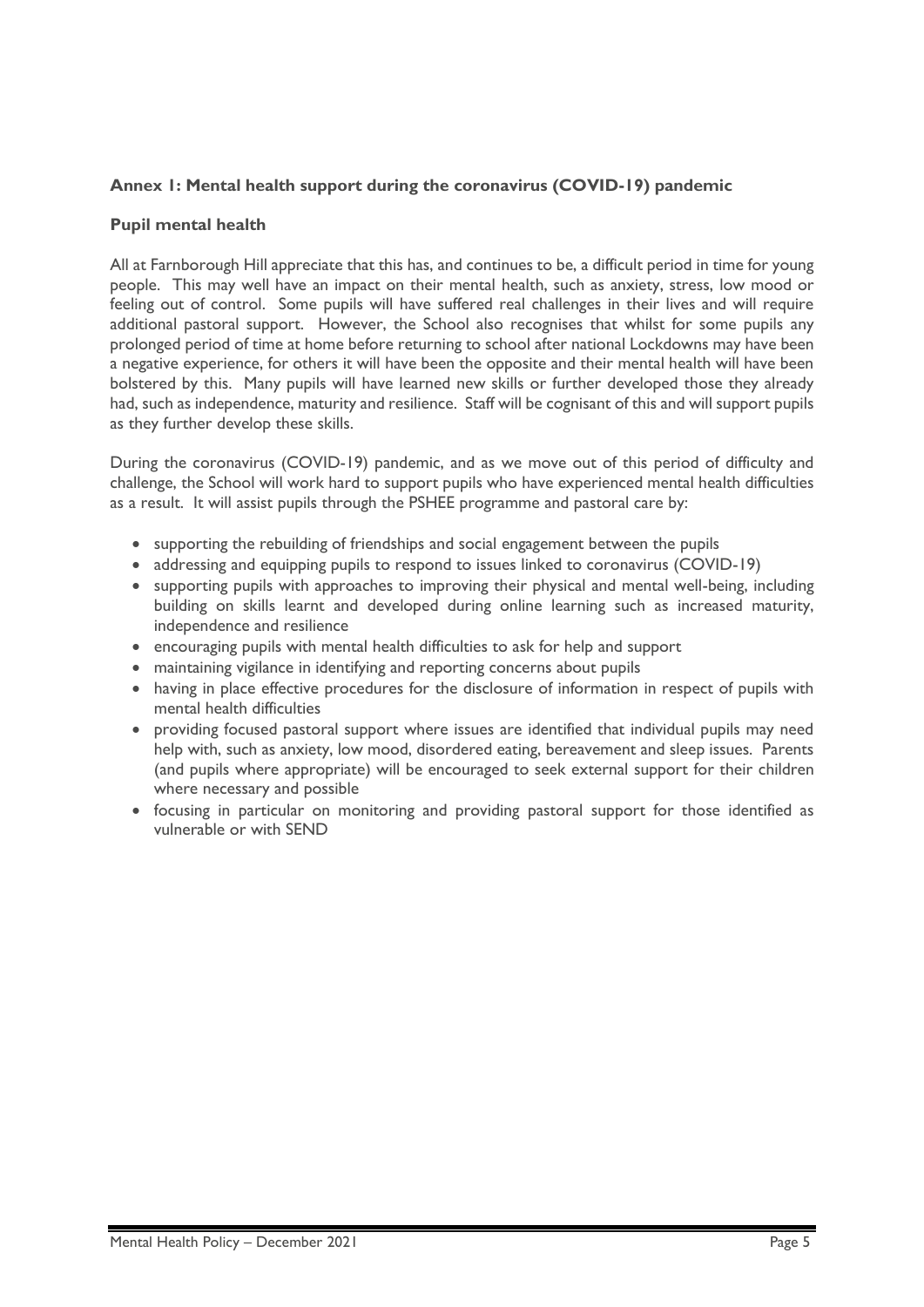## Annex 1: Mental health support during the coronavirus (COVID-19) pandemic

### Pupil mental health

All at Farnborough Hill appreciate that this has, and continues to be, a difficult period in time for young people. This may well have an impact on their mental health, such as anxiety, stress, low mood or feeling out of control. Some pupils will have suffered real challenges in their lives and will require additional pastoral support. However, the School also recognises that whilst for some pupils any prolonged period of time at home before returning to school after national Lockdowns may have been a negative experience, for others it will have been the opposite and their mental health will have been bolstered by this. Many pupils will have learned new skills or further developed those they already had, such as independence, maturity and resilience. Staff will be cognisant of this and will support pupils as they further develop these skills.

During the coronavirus (COVID-19) pandemic, and as we move out of this period of difficulty and challenge, the School will work hard to support pupils who have experienced mental health difficulties as a result. It will assist pupils through the PSHEE programme and pastoral care by:

- supporting the rebuilding of friendships and social engagement between the pupils
- addressing and equipping pupils to respond to issues linked to coronavirus (COVID-19)
- supporting pupils with approaches to improving their physical and mental well-being, including building on skills learnt and developed during online learning such as increased maturity, independence and resilience
- encouraging pupils with mental health difficulties to ask for help and support
- maintaining vigilance in identifying and reporting concerns about pupils
- having in place effective procedures for the disclosure of information in respect of pupils with mental health difficulties
- providing focused pastoral support where issues are identified that individual pupils may need help with, such as anxiety, low mood, disordered eating, bereavement and sleep issues. Parents (and pupils where appropriate) will be encouraged to seek external support for their children where necessary and possible
- focusing in particular on monitoring and providing pastoral support for those identified as vulnerable or with SEND